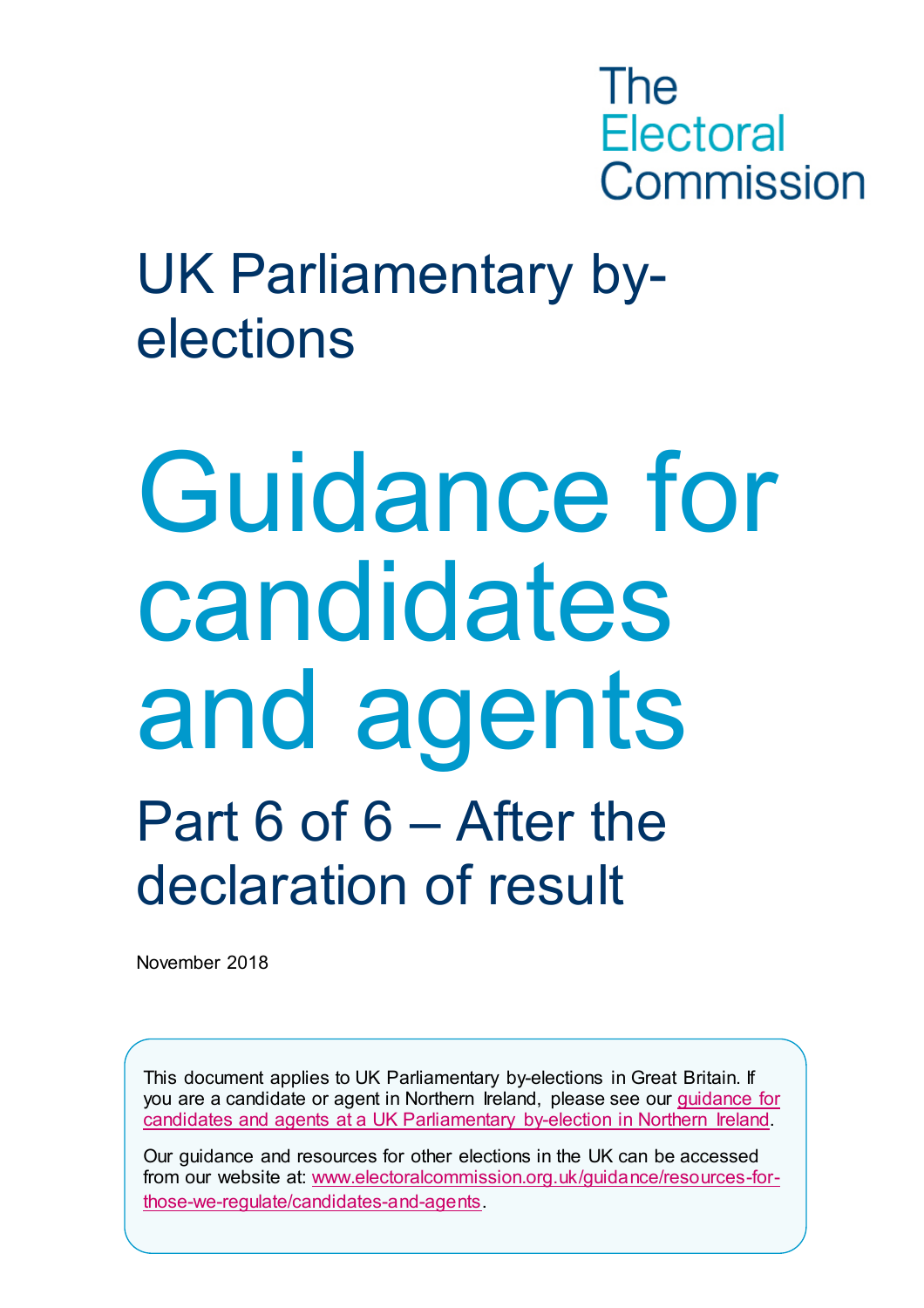The Electoral Commission

# UK Parliamentary by-elections

# Guidance for candidates and agents

## Part 6 of 6 – After the declaration of result

November 2018

This document applies to UK Parliamentary by-elections in Great Britain. If you are a candidate or agent in Northern Ireland, please see our [guidance for candidates and agents at a UK Parliamentary by-election in Northern Ireland](#).

Our guidance and resources for other elections in the UK can be accessed from our website at: [www.electoralcommission.org.uk/guidance/resources-for-those-we-regulate/candidates-and-agents](http://www.electoralcommission.org.uk/guidance/resources-for-those-we-regulate/candidates-and-agents).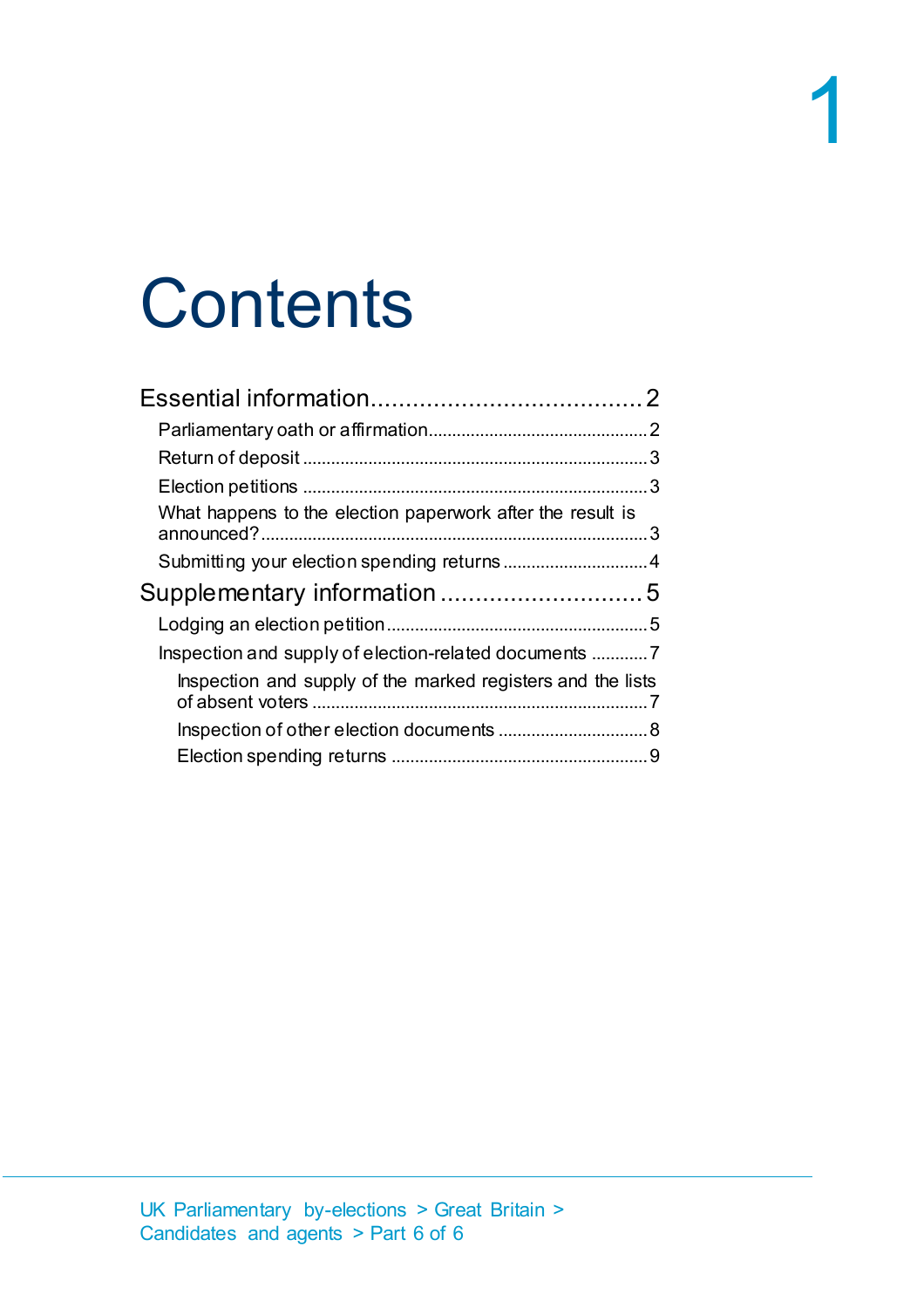# Contents

Essential information .......................................... 2

- Parliamentary oath or affirmation .......................................... 2
- Return of deposit .......................................... 3
- Election petitions .......................................... 3
- What happens to the election paperwork after the result is announced? .......................................... 3
- Submitting your election spending returns .......................................... 4

Supplementary information .......................................... 5

- Lodging an election petition .......................................... 5
- Inspection and supply of election-related documents .......................................... 7
  - Inspection and supply of the marked registers and the lists of absent voters .......................................... 7
  - Inspection of other election documents .......................................... 8
  - Election spending returns .......................................... 9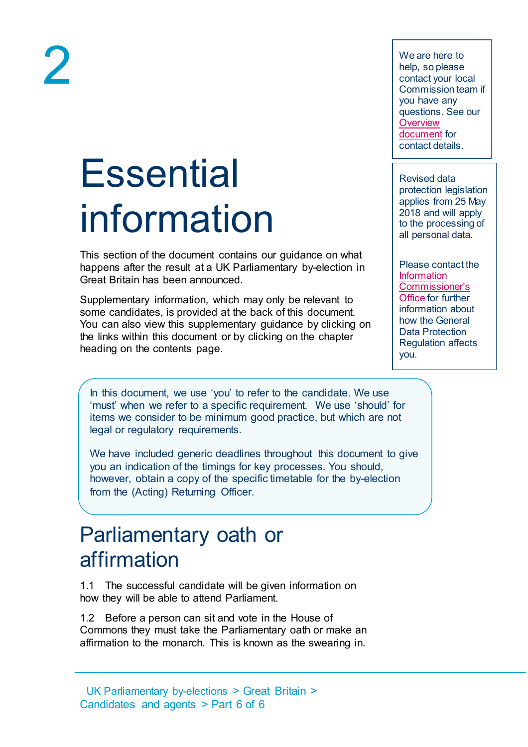# 2

# Essential information

This section of the document contains our guidance on what happens after the result at a UK Parliamentary by-election in Great Britain has been announced.

Supplementary information, which may only be relevant to some candidates, is provided at the back of this document. You can also view this supplementary guidance by clicking on the links within this document or by clicking on the chapter heading on the contents page.

We are here to help, so please contact your local Commission team if you have any questions. See our Overview document for contact details.

Revised data protection legislation applies from 25 May 2018 and will apply to the processing of all personal data.

Please contact the Information Commissioner's Office for further information about how the General Data Protection Regulation affects you.

In this document, we use 'you' to refer to the candidate. We use 'must' when we refer to a specific requirement. We use 'should' for items we consider to be minimum good practice, but which are not legal or regulatory requirements.

We have included generic deadlines throughout this document to give you an indication of the timings for key processes. You should, however, obtain a copy of the specific timetable for the by-election from the (Acting) Returning Officer.

## Parliamentary oath or affirmation

1.1 The successful candidate will be given information on how they will be able to attend Parliament.

1.2 Before a person can sit and vote in the House of Commons they must take the Parliamentary oath or make an affirmation to the monarch. This is known as the swearing in.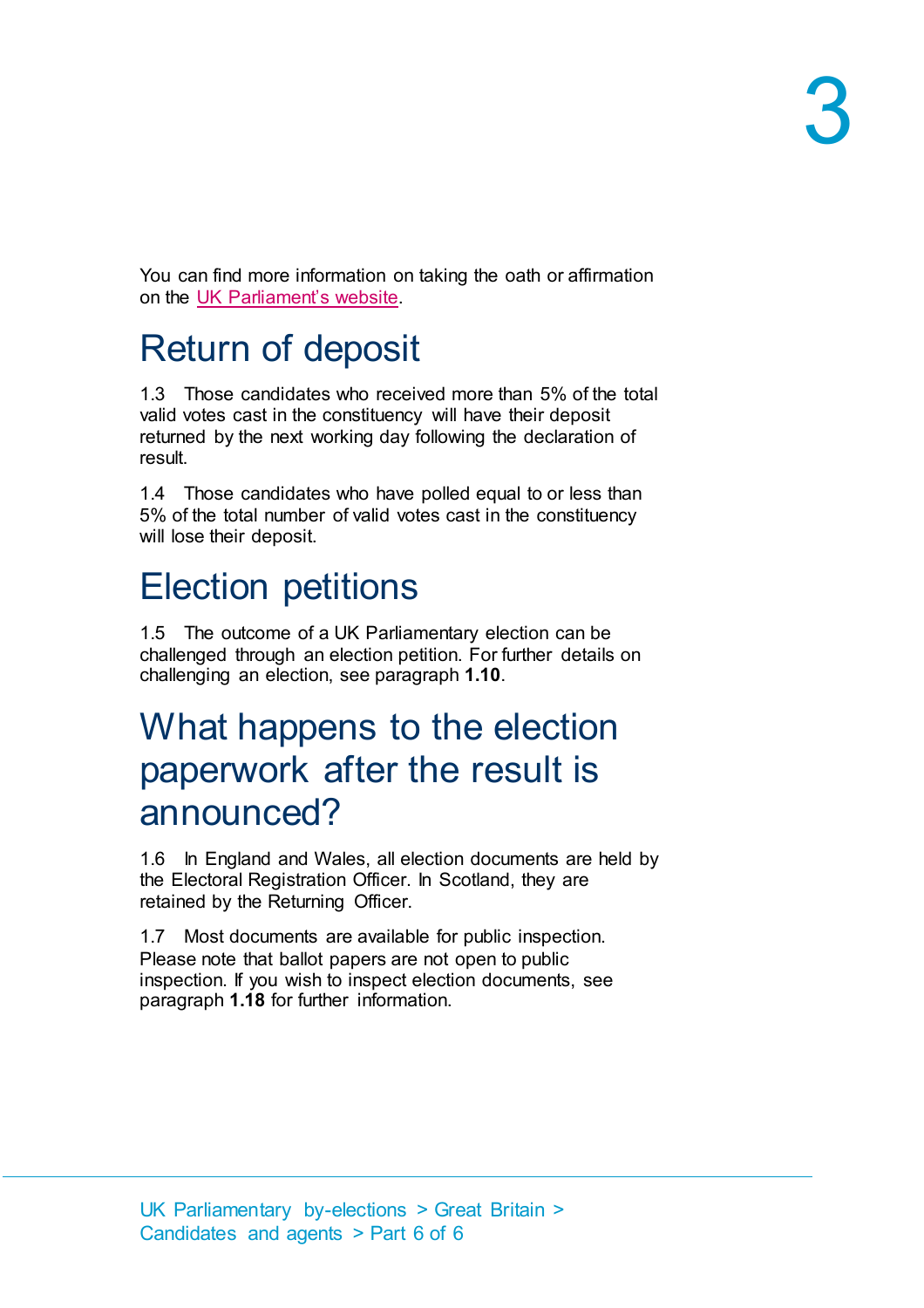You can find more information on taking the oath or affirmation on the [UK Parliament's website](#).

## Return of deposit

1.3 Those candidates who received more than 5% of the total valid votes cast in the constituency will have their deposit returned by the next working day following the declaration of result.

1.4 Those candidates who have polled equal to or less than 5% of the total number of valid votes cast in the constituency will lose their deposit.

## Election petitions

1.5 The outcome of a UK Parliamentary election can be challenged through an election petition. For further details on challenging an election, see paragraph **1.10**.

## What happens to the election paperwork after the result is announced?

1.6 In England and Wales, all election documents are held by the Electoral Registration Officer. In Scotland, they are retained by the Returning Officer.

1.7 Most documents are available for public inspection. Please note that ballot papers are not open to public inspection. If you wish to inspect election documents, see paragraph **1.18** for further information.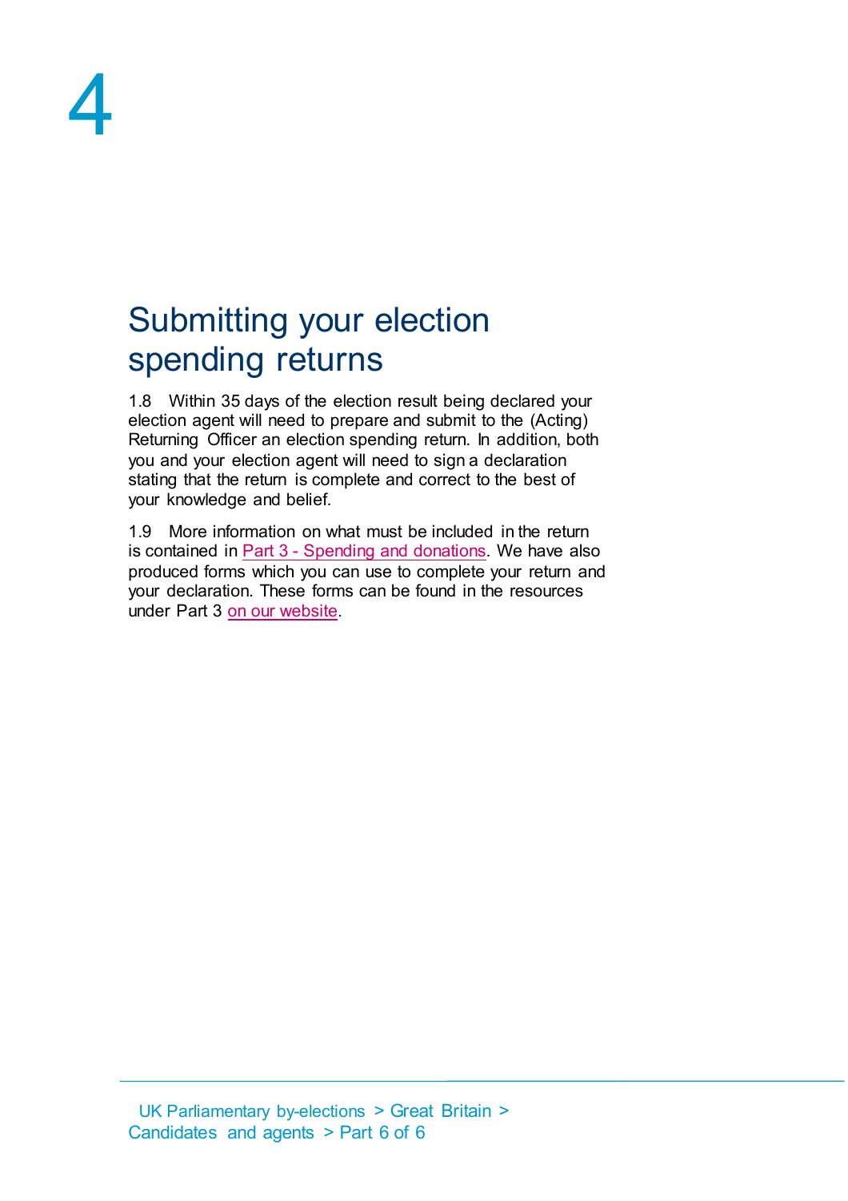# 4

## Submitting your election spending returns

1.8 Within 35 days of the election result being declared your election agent will need to prepare and submit to the (Acting) Returning Officer an election spending return. In addition, both you and your election agent will need to sign a declaration stating that the return is complete and correct to the best of your knowledge and belief.

1.9 More information on what must be included in the return is contained in Part 3 - Spending and donations. We have also produced forms which you can use to complete your return and your declaration. These forms can be found in the resources under Part 3 on our website.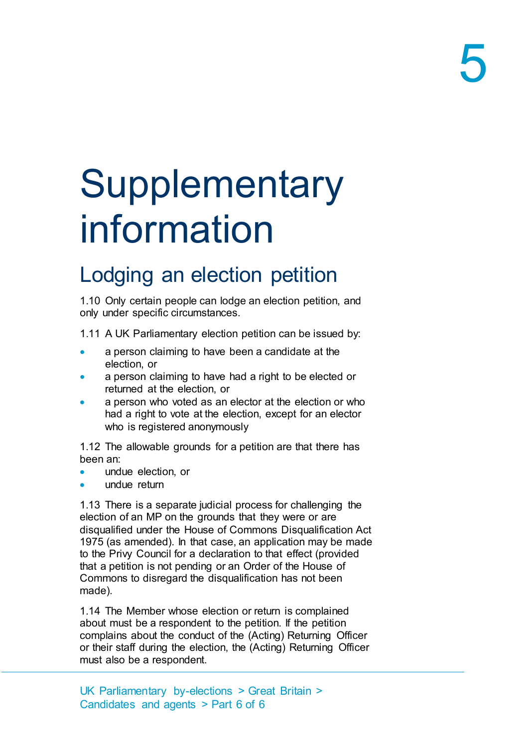# Supplementary information

## Lodging an election petition

1.10 Only certain people can lodge an election petition, and only under specific circumstances.

1.11 A UK Parliamentary election petition can be issued by:

- a person claiming to have been a candidate at the election, or
- a person claiming to have had a right to be elected or returned at the election, or
- a person who voted as an elector at the election or who had a right to vote at the election, except for an elector who is registered anonymously

1.12 The allowable grounds for a petition are that there has been an:

- undue election, or
- undue return

1.13 There is a separate judicial process for challenging the election of an MP on the grounds that they were or are disqualified under the House of Commons Disqualification Act 1975 (as amended). In that case, an application may be made to the Privy Council for a declaration to that effect (provided that a petition is not pending or an Order of the House of Commons to disregard the disqualification has not been made).

1.14 The Member whose election or return is complained about must be a respondent to the petition. If the petition complains about the conduct of the (Acting) Returning Officer or their staff during the election, the (Acting) Returning Officer must also be a respondent.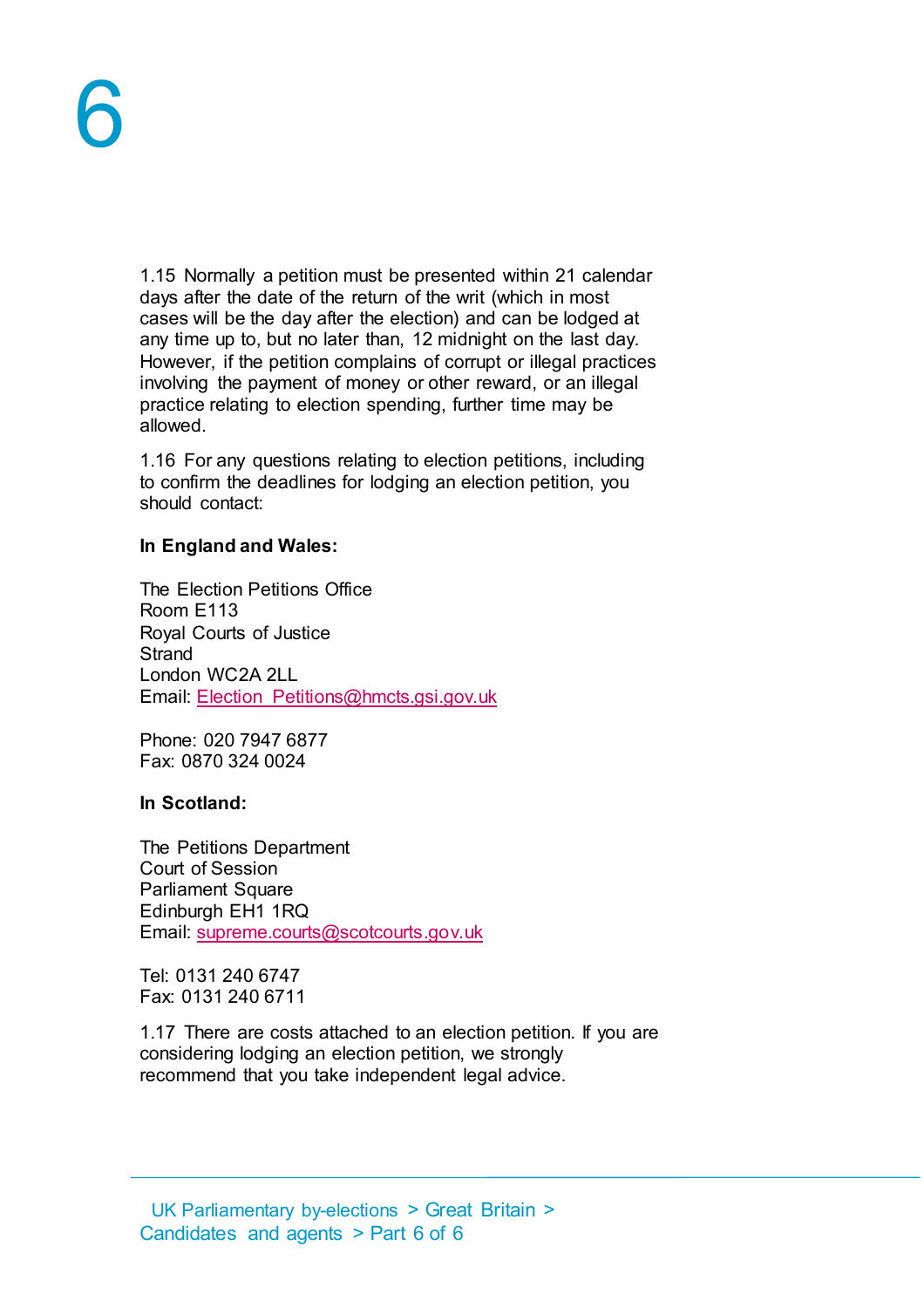1.15 Normally a petition must be presented within 21 calendar days after the date of the return of the writ (which in most cases will be the day after the election) and can be lodged at any time up to, but no later than, 12 midnight on the last day. However, if the petition complains of corrupt or illegal practices involving the payment of money or other reward, or an illegal practice relating to election spending, further time may be allowed.

1.16 For any questions relating to election petitions, including to confirm the deadlines for lodging an election petition, you should contact:

**In England and Wales:**

The Election Petitions Office
Room E113
Royal Courts of Justice
Strand
London WC2A 2LL
Email: Election_Petitions@hmcts.gsi.gov.uk

Phone: 020 7947 6877
Fax: 0870 324 0024

**In Scotland:**

The Petitions Department
Court of Session
Parliament Square
Edinburgh EH1 1RQ
Email: supreme.courts@scotcourts.gov.uk

Tel: 0131 240 6747
Fax: 0131 240 6711

1.17 There are costs attached to an election petition. If you are considering lodging an election petition, we strongly recommend that you take independent legal advice.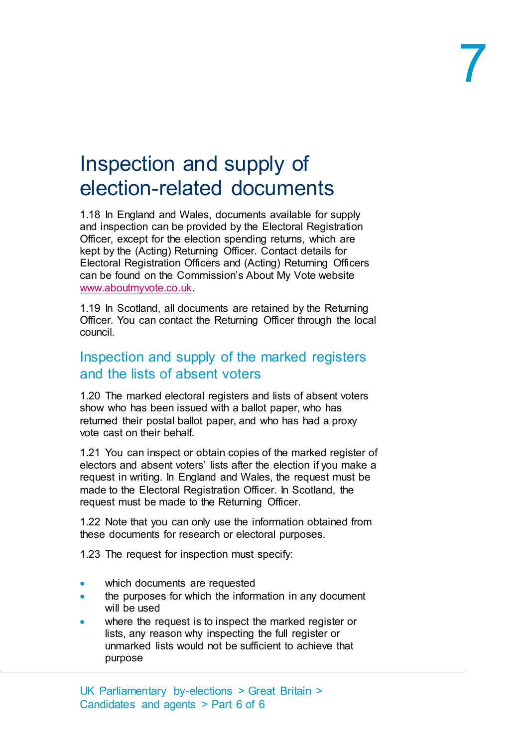# Inspection and supply of election-related documents

1.18 In England and Wales, documents available for supply and inspection can be provided by the Electoral Registration Officer, except for the election spending returns, which are kept by the (Acting) Returning Officer. Contact details for Electoral Registration Officers and (Acting) Returning Officers can be found on the Commission's About My Vote website www.aboutmyvote.co.uk.

1.19 In Scotland, all documents are retained by the Returning Officer. You can contact the Returning Officer through the local council.

## Inspection and supply of the marked registers and the lists of absent voters

1.20 The marked electoral registers and lists of absent voters show who has been issued with a ballot paper, who has returned their postal ballot paper, and who has had a proxy vote cast on their behalf.

1.21 You can inspect or obtain copies of the marked register of electors and absent voters' lists after the election if you make a request in writing. In England and Wales, the request must be made to the Electoral Registration Officer. In Scotland, the request must be made to the Returning Officer.

1.22 Note that you can only use the information obtained from these documents for research or electoral purposes.

1.23 The request for inspection must specify:

- which documents are requested
- the purposes for which the information in any document will be used
- where the request is to inspect the marked register or lists, any reason why inspecting the full register or unmarked lists would not be sufficient to achieve that purpose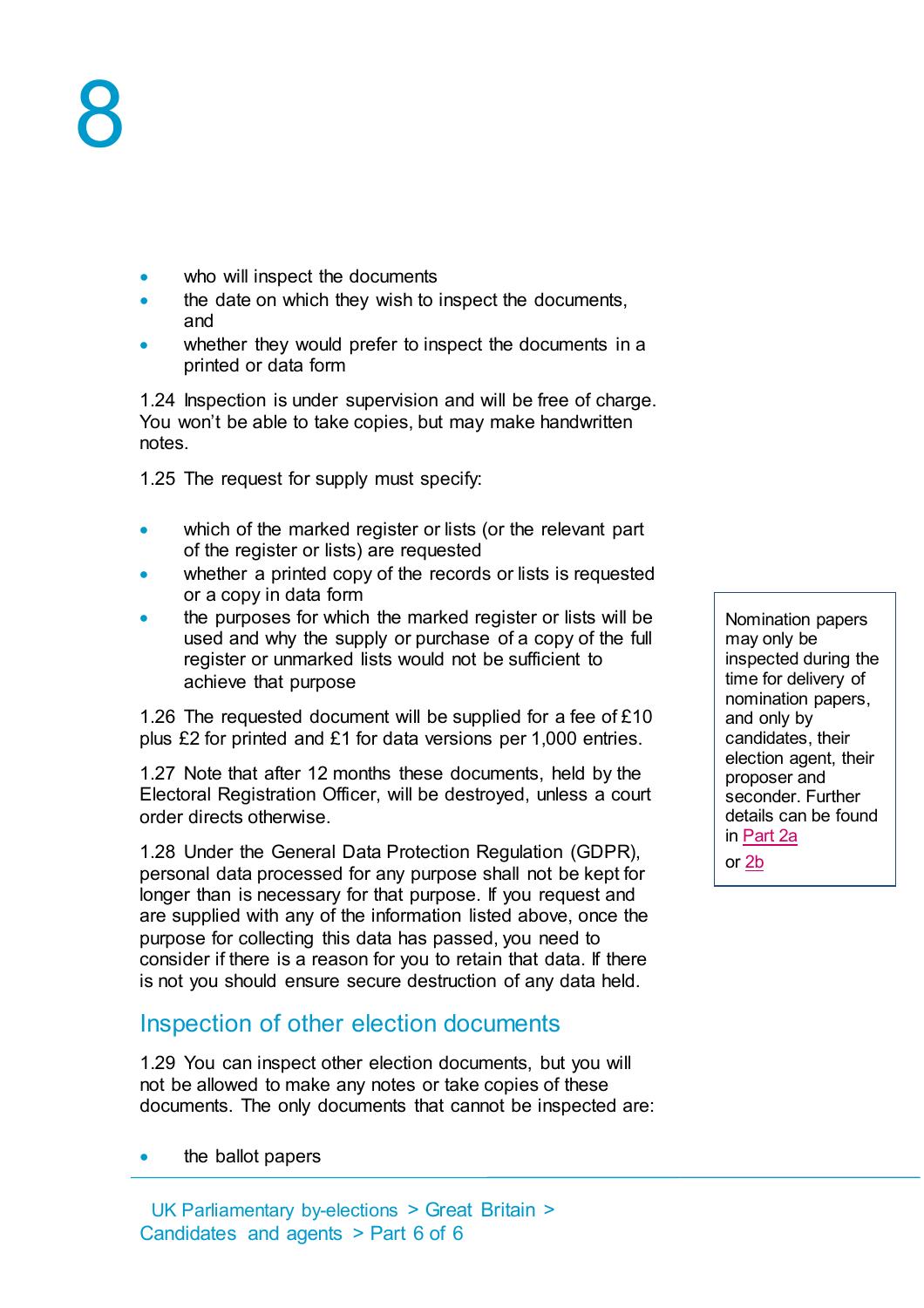- who will inspect the documents
- the date on which they wish to inspect the documents, and
- whether they would prefer to inspect the documents in a printed or data form

1.24 Inspection is under supervision and will be free of charge. You won't be able to take copies, but may make handwritten notes.

1.25 The request for supply must specify:

- which of the marked register or lists (or the relevant part of the register or lists) are requested
- whether a printed copy of the records or lists is requested or a copy in data form
- the purposes for which the marked register or lists will be used and why the supply or purchase of a copy of the full register or unmarked lists would not be sufficient to achieve that purpose

1.26 The requested document will be supplied for a fee of £10 plus £2 for printed and £1 for data versions per 1,000 entries.

1.27 Note that after 12 months these documents, held by the Electoral Registration Officer, will be destroyed, unless a court order directs otherwise.

1.28 Under the General Data Protection Regulation (GDPR), personal data processed for any purpose shall not be kept for longer than is necessary for that purpose. If you request and are supplied with any of the information listed above, once the purpose for collecting this data has passed, you need to consider if there is a reason for you to retain that data. If there is not you should ensure secure destruction of any data held.

## Inspection of other election documents

1.29 You can inspect other election documents, but you will not be allowed to make any notes or take copies of these documents. The only documents that cannot be inspected are:

- the ballot papers

> Nomination papers may only be inspected during the time for delivery of nomination papers, and only by candidates, their election agent, their proposer and seconder. Further details can be found in Part 2a or 2b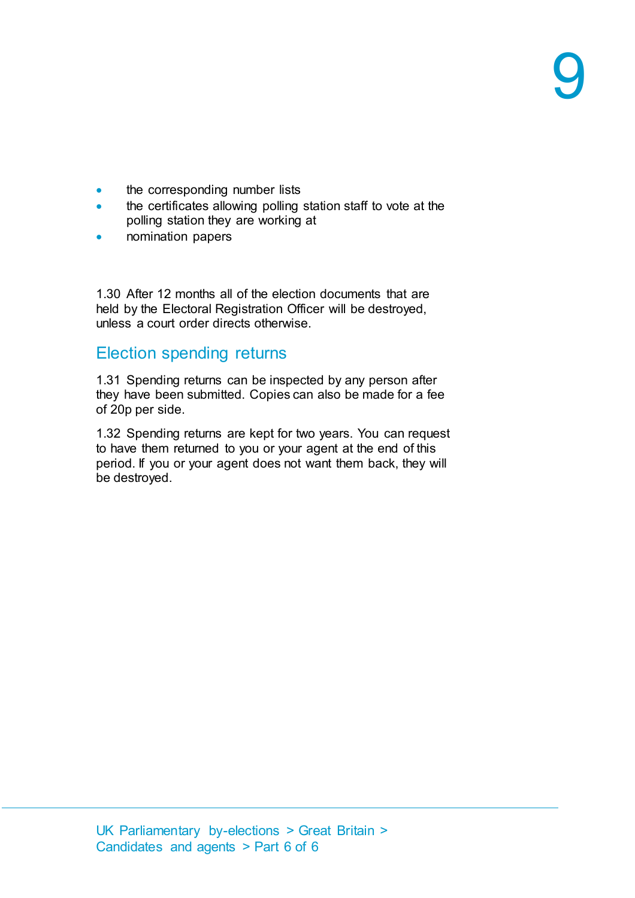- the corresponding number lists
- the certificates allowing polling station staff to vote at the polling station they are working at
- nomination papers

1.30 After 12 months all of the election documents that are held by the Electoral Registration Officer will be destroyed, unless a court order directs otherwise.

## Election spending returns

1.31 Spending returns can be inspected by any person after they have been submitted. Copies can also be made for a fee of 20p per side.

1.32 Spending returns are kept for two years. You can request to have them returned to you or your agent at the end of this period. If you or your agent does not want them back, they will be destroyed.